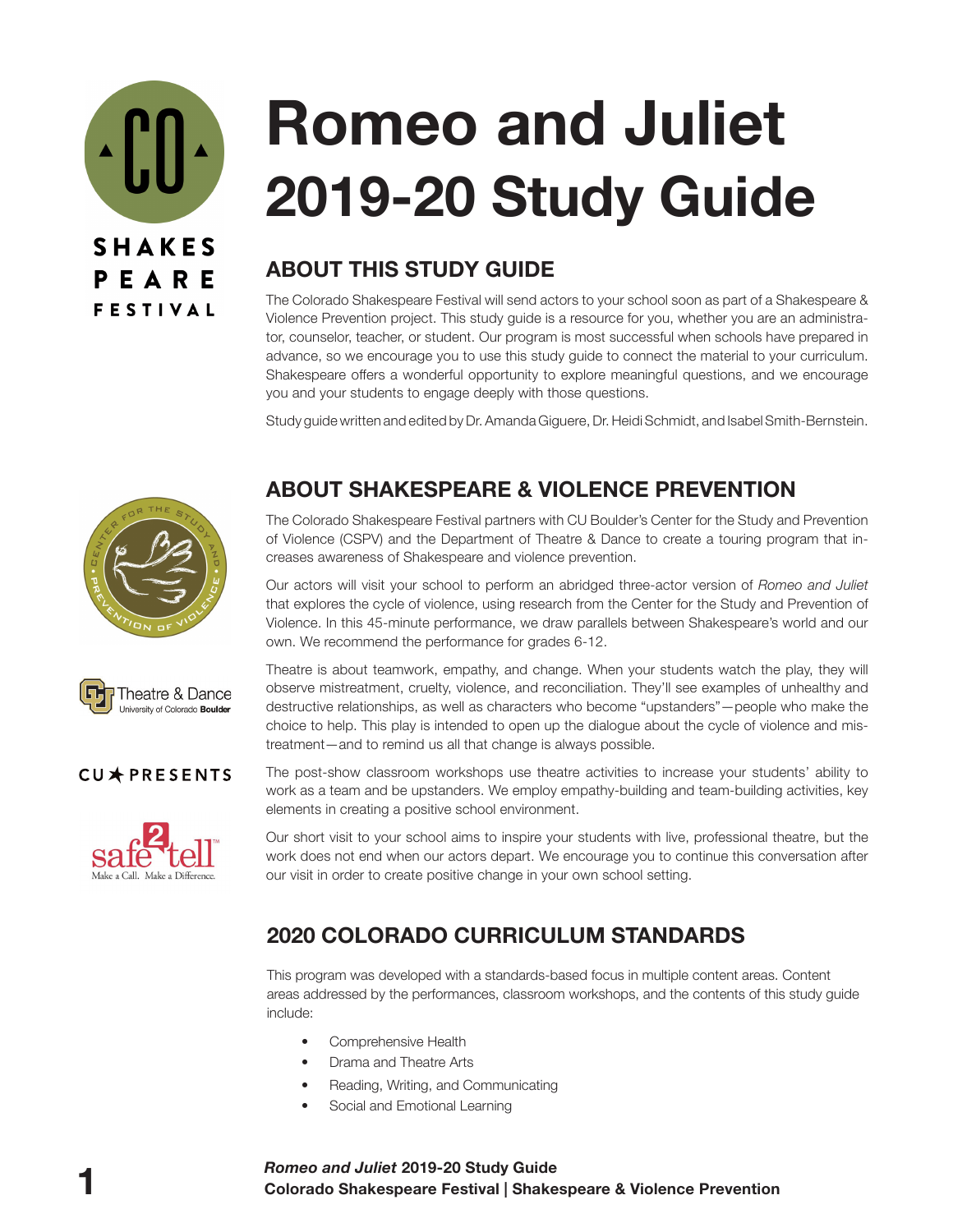# Romeo and Juliet 2019-20 Study Guide

## ABOUT THIS STUDY GUIDE

The Colorado Shakespeare Festival will send actors to your school soon as part of a Shakespeare & Violence Prevention project. This study guide is a resource for you, whether you are an administrator, counselor, teacher, or student. Our program is most successful when schools have prepared in advance, so we encourage you to use this study guide to connect the material to your curriculum. Shakespeare offers a wonderful opportunity to explore meaningful questions, and we encourage you and your students to engage deeply with those questions.

Study guide written and edited by Dr. Amanda Giguere, Dr. Heidi Schmidt, and Isabel Smith-Bernstein.

## ABOUT SHAKESPEARE & VIOLENCE PREVENTION

The Colorado Shakespeare Festival partners with CU Boulder's Center for the Study and Prevention of Violence (CSPV) and the Department of Theatre & Dance to create a touring program that increases awareness of Shakespeare and violence prevention.

Our actors will visit your school to perform an abridged three-actor version of *Romeo and Juliet* that explores the cycle of violence, using research from the Center for the Study and Prevention of Violence. In this 45-minute performance, we draw parallels between Shakespeare's world and our own. We recommend the performance for grades 6-12.

Theatre is about teamwork, empathy, and change. When your students watch the play, they will observe mistreatment, cruelty, violence, and reconciliation. They'll see examples of unhealthy and destructive relationships, as well as characters who become "upstanders"—people who make the choice to help. This play is intended to open up the dialogue about the cycle of violence and mistreatment—and to remind us all that change is always possible.

The post-show classroom workshops use theatre activities to increase your students' ability to work as a team and be upstanders. We employ empathy-building and team-building activities, key elements in creating a positive school environment.

Our short visit to your school aims to inspire your students with live, professional theatre, but the work does not end when our actors depart. We encourage you to continue this conversation after our visit in order to create positive change in your own school setting.

## 2020 COLORADO CURRICULUM STANDARDS

This program was developed with a standards-based focus in multiple content areas. Content areas addressed by the performances, classroom workshops, and the contents of this study guide include:

- Comprehensive Health
- Drama and Theatre Arts
- Reading, Writing, and Communicating
- Social and Emotional Learning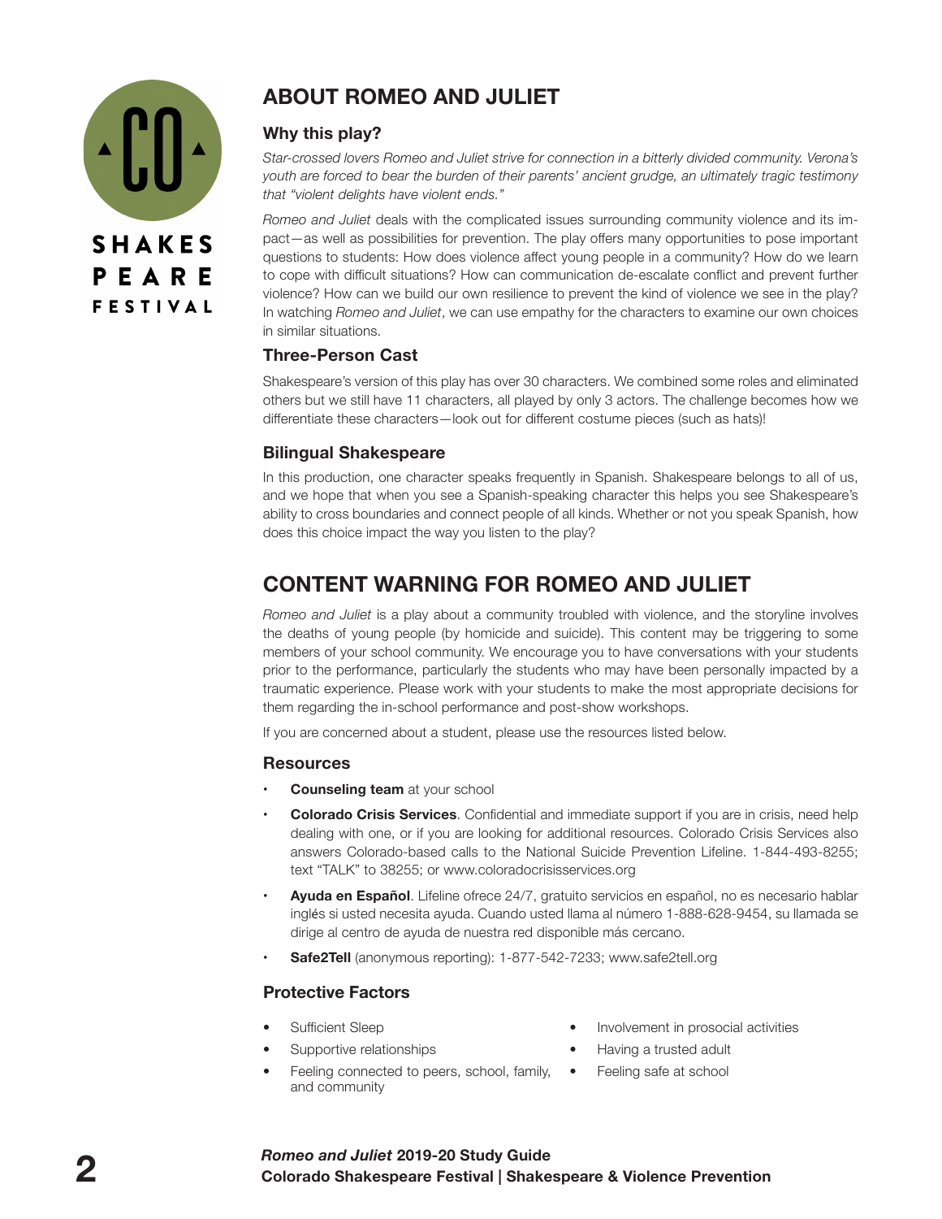## ABOUT ROMEO AND JULIET

### Why this play?

*Star-crossed lovers Romeo and Juliet strive for connection in a bitterly divided community. Verona's youth are forced to bear the burden of their parents' ancient grudge, an ultimately tragic testimony that "violent delights have violent ends."*

*Romeo and Juliet* deals with the complicated issues surrounding community violence and its impact—as well as possibilities for prevention. The play offers many opportunities to pose important questions to students: How does violence affect young people in a community? How do we learn to cope with difficult situations? How can communication de-escalate conflict and prevent further violence? How can we build our own resilience to prevent the kind of violence we see in the play? In watching *Romeo and Juliet*, we can use empathy for the characters to examine our own choices in similar situations.

### Three-Person Cast

Shakespeare's version of this play has over 30 characters. We combined some roles and eliminated others but we still have 11 characters, all played by only 3 actors. The challenge becomes how we differentiate these characters—look out for different costume pieces (such as hats)!

### Bilingual Shakespeare

In this production, one character speaks frequently in Spanish. Shakespeare belongs to all of us, and we hope that when you see a Spanish-speaking character this helps you see Shakespeare's ability to cross boundaries and connect people of all kinds. Whether or not you speak Spanish, how does this choice impact the way you listen to the play?

## CONTENT WARNING FOR ROMEO AND JULIET

*Romeo and Juliet* is a play about a community troubled with violence, and the storyline involves the deaths of young people (by homicide and suicide). This content may be triggering to some members of your school community. We encourage you to have conversations with your students prior to the performance, particularly the students who may have been personally impacted by a traumatic experience. Please work with your students to make the most appropriate decisions for them regarding the in-school performance and post-show workshops.

If you are concerned about a student, please use the resources listed below.

### Resources

- **Counseling team** at your school
- **Colorado Crisis Services**. Confidential and immediate support if you are in crisis, need help dealing with one, or if you are looking for additional resources. Colorado Crisis Services also answers Colorado-based calls to the National Suicide Prevention Lifeline. 1-844-493-8255; text "TALK" to 38255; or www.coloradocrisisservices.org
- **Ayuda en Español**. Lifeline ofrece 24/7, gratuito servicios en español, no es necesario hablar inglés si usted necesita ayuda. Cuando usted llama al número 1-888-628-9454, su llamada se dirige al centro de ayuda de nuestra red disponible más cercano.
- **Safe2Tell** (anonymous reporting): 1-877-542-7233; www.safe2tell.org

### Protective Factors

- Sufficient Sleep
- Supportive relationships
- Feeling connected to peers, school, family, and community
- Involvement in prosocial activities
- Having a trusted adult
- Feeling safe at school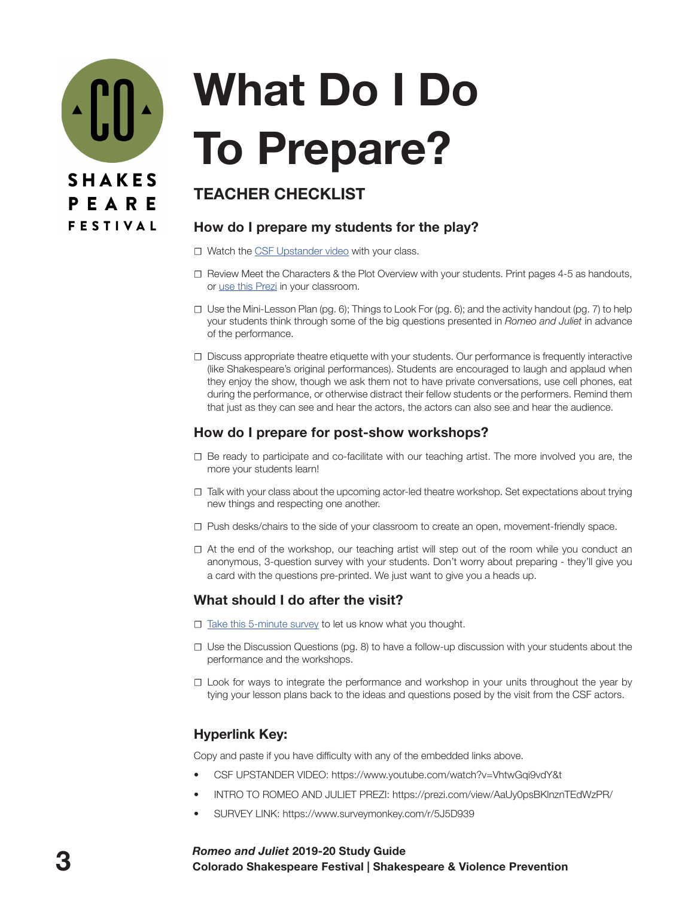# What Do I Do To Prepare?

## TEACHER CHECKLIST

### How do I prepare my students for the play?

- ☐ Watch the CSF Upstander video with your class.
- ☐ Review Meet the Characters & the Plot Overview with your students. Print pages 4-5 as handouts, or use this Prezi in your classroom.
- ☐ Use the Mini-Lesson Plan (pg. 6); Things to Look For (pg. 6); and the activity handout (pg. 7) to help your students think through some of the big questions presented in *Romeo and Juliet* in advance of the performance.
- ☐ Discuss appropriate theatre etiquette with your students. Our performance is frequently interactive (like Shakespeare's original performances). Students are encouraged to laugh and applaud when they enjoy the show, though we ask them not to have private conversations, use cell phones, eat during the performance, or otherwise distract their fellow students or the performers. Remind them that just as they can see and hear the actors, the actors can also see and hear the audience.

### How do I prepare for post-show workshops?

- ☐ Be ready to participate and co-facilitate with our teaching artist. The more involved you are, the more your students learn!
- ☐ Talk with your class about the upcoming actor-led theatre workshop. Set expectations about trying new things and respecting one another.
- ☐ Push desks/chairs to the side of your classroom to create an open, movement-friendly space.
- ☐ At the end of the workshop, our teaching artist will step out of the room while you conduct an anonymous, 3-question survey with your students. Don't worry about preparing - they'll give you a card with the questions pre-printed. We just want to give you a heads up.

### What should I do after the visit?

- ☐ Take this 5-minute survey to let us know what you thought.
- ☐ Use the Discussion Questions (pg. 8) to have a follow-up discussion with your students about the performance and the workshops.
- ☐ Look for ways to integrate the performance and workshop in your units throughout the year by tying your lesson plans back to the ideas and questions posed by the visit from the CSF actors.

### Hyperlink Key:

Copy and paste if you have difficulty with any of the embedded links above.

- CSF UPSTANDER VIDEO: https://www.youtube.com/watch?v=VhtwGqi9vdY&t
- INTRO TO ROMEO AND JULIET PREZI: https://prezi.com/view/AaUy0psBKlnznTEdWzPR/
- SURVEY LINK: https://www.surveymonkey.com/r/5J5D939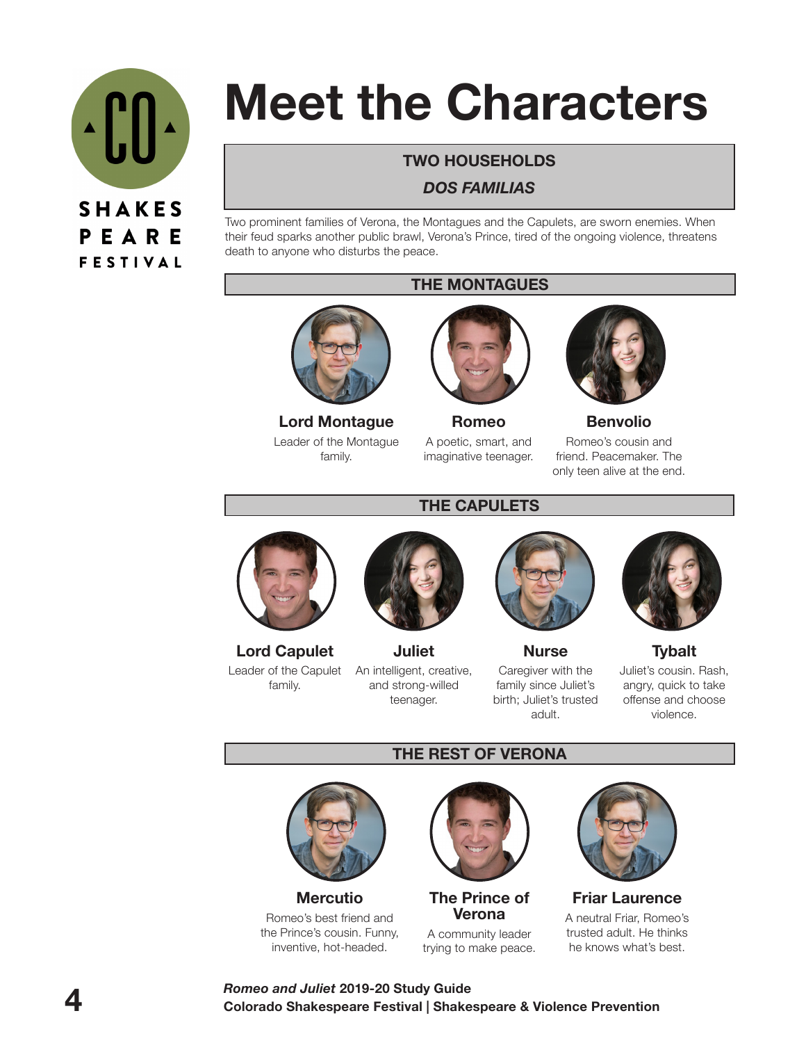# Meet the Characters

## TWO HOUSEHOLDS

### *DOS FAMILIAS*

Two prominent families of Verona, the Montagues and the Capulets, are sworn enemies. When their feud sparks another public brawl, Verona's Prince, tired of the ongoing violence, threatens death to anyone who disturbs the peace.

## THE MONTAGUES

**Lord Montague**
Leader of the Montague family.

**Romeo**
A poetic, smart, and imaginative teenager.

**Benvolio**
Romeo's cousin and friend. Peacemaker. The only teen alive at the end.

## THE CAPULETS

**Lord Capulet**
Leader of the Capulet family.

**Juliet**
An intelligent, creative, and strong-willed teenager.

**Nurse**
Caregiver with the family since Juliet's birth; Juliet's trusted adult.

**Tybalt**
Juliet's cousin. Rash, angry, quick to take offense and choose violence.

## THE REST OF VERONA

**Mercutio**
Romeo's best friend and the Prince's cousin. Funny, inventive, hot-headed.

**The Prince of Verona**
A community leader trying to make peace.

**Friar Laurence**
A neutral Friar, Romeo's trusted adult. He thinks he knows what's best.

*Romeo and Juliet* **2019-20 Study Guide**
**Colorado Shakespeare Festival | Shakespeare & Violence Prevention**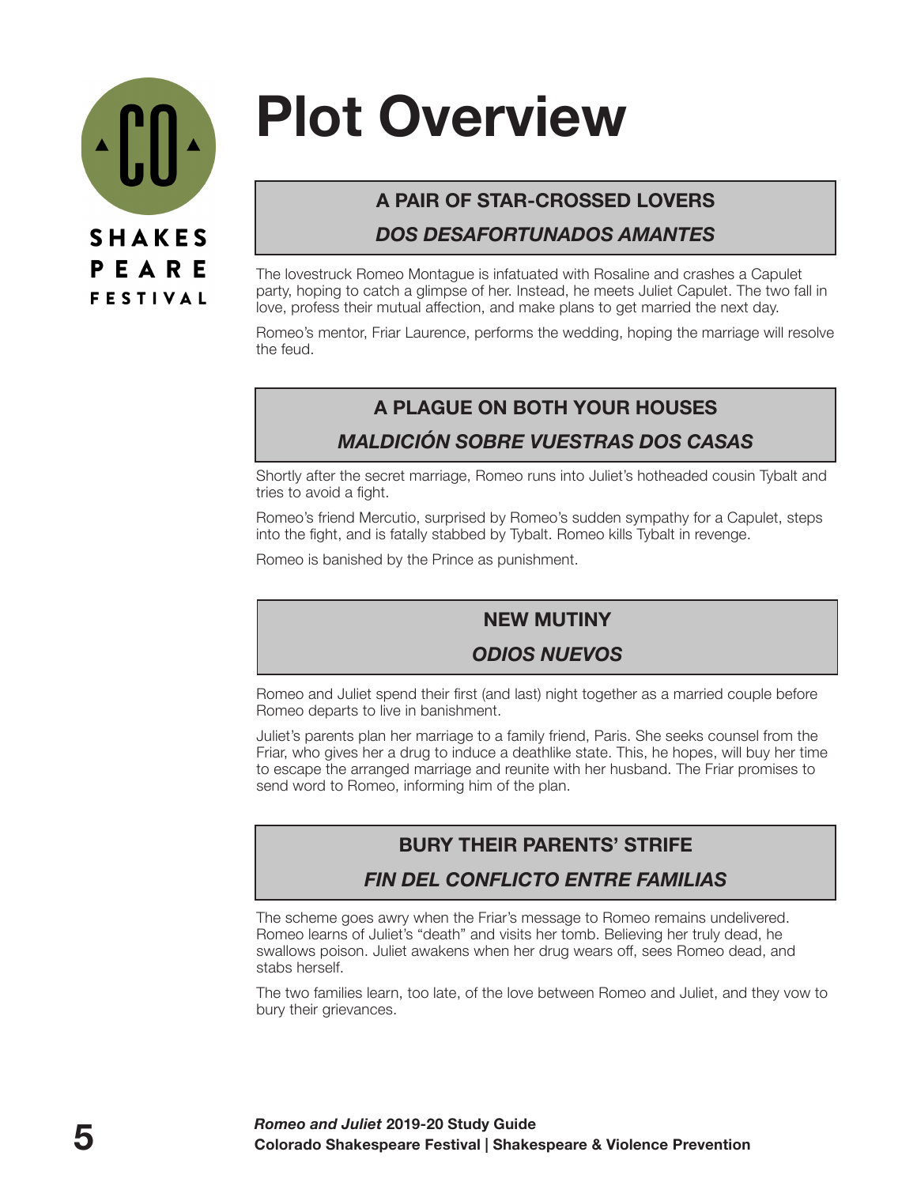# Plot Overview

## A PAIR OF STAR-CROSSED LOVERS

### *DOS DESAFORTUNADOS AMANTES*

The lovestruck Romeo Montague is infatuated with Rosaline and crashes a Capulet party, hoping to catch a glimpse of her. Instead, he meets Juliet Capulet. The two fall in love, profess their mutual affection, and make plans to get married the next day.

Romeo's mentor, Friar Laurence, performs the wedding, hoping the marriage will resolve the feud.

## A PLAGUE ON BOTH YOUR HOUSES

### *MALDICIÓN SOBRE VUESTRAS DOS CASAS*

Shortly after the secret marriage, Romeo runs into Juliet's hotheaded cousin Tybalt and tries to avoid a fight.

Romeo's friend Mercutio, surprised by Romeo's sudden sympathy for a Capulet, steps into the fight, and is fatally stabbed by Tybalt. Romeo kills Tybalt in revenge.

Romeo is banished by the Prince as punishment.

## NEW MUTINY

### *ODIOS NUEVOS*

Romeo and Juliet spend their first (and last) night together as a married couple before Romeo departs to live in banishment.

Juliet's parents plan her marriage to a family friend, Paris. She seeks counsel from the Friar, who gives her a drug to induce a deathlike state. This, he hopes, will buy her time to escape the arranged marriage and reunite with her husband. The Friar promises to send word to Romeo, informing him of the plan.

## BURY THEIR PARENTS' STRIFE

### *FIN DEL CONFLICTO ENTRE FAMILIAS*

The scheme goes awry when the Friar's message to Romeo remains undelivered. Romeo learns of Juliet's "death" and visits her tomb. Believing her truly dead, he swallows poison. Juliet awakens when her drug wears off, sees Romeo dead, and stabs herself.

The two families learn, too late, of the love between Romeo and Juliet, and they vow to bury their grievances.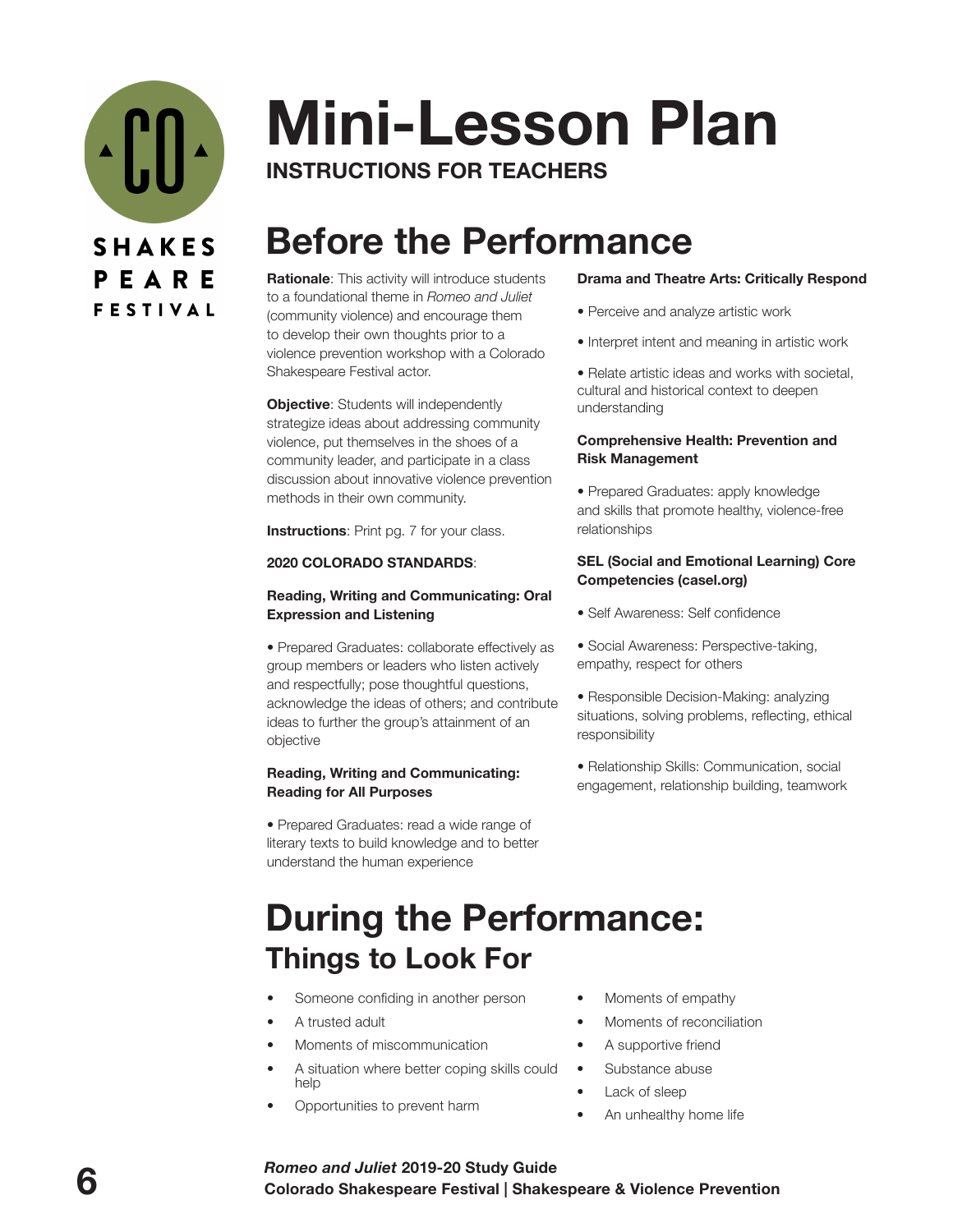# Mini-Lesson Plan

**INSTRUCTIONS FOR TEACHERS**

## Before the Performance

**Rationale**: This activity will introduce students to a foundational theme in *Romeo and Juliet* (community violence) and encourage them to develop their own thoughts prior to a violence prevention workshop with a Colorado Shakespeare Festival actor.

**Objective**: Students will independently strategize ideas about addressing community violence, put themselves in the shoes of a community leader, and participate in a class discussion about innovative violence prevention methods in their own community.

**Instructions**: Print pg. 7 for your class.

**2020 COLORADO STANDARDS**:

**Reading, Writing and Communicating: Oral Expression and Listening**

- Prepared Graduates: collaborate effectively as group members or leaders who listen actively and respectfully; pose thoughtful questions, acknowledge the ideas of others; and contribute ideas to further the group's attainment of an objective

**Reading, Writing and Communicating: Reading for All Purposes**

- Prepared Graduates: read a wide range of literary texts to build knowledge and to better understand the human experience

**Drama and Theatre Arts: Critically Respond**

- Perceive and analyze artistic work
- Interpret intent and meaning in artistic work
- Relate artistic ideas and works with societal, cultural and historical context to deepen understanding

**Comprehensive Health: Prevention and Risk Management**

- Prepared Graduates: apply knowledge and skills that promote healthy, violence-free relationships

**SEL (Social and Emotional Learning) Core Competencies (casel.org)**

- Self Awareness: Self confidence
- Social Awareness: Perspective-taking, empathy, respect for others
- Responsible Decision-Making: analyzing situations, solving problems, reflecting, ethical responsibility
- Relationship Skills: Communication, social engagement, relationship building, teamwork

## During the Performance:
### Things to Look For

- Someone confiding in another person
- A trusted adult
- Moments of miscommunication
- A situation where better coping skills could help
- Opportunities to prevent harm
- Moments of empathy
- Moments of reconciliation
- A supportive friend
- Substance abuse
- Lack of sleep
- An unhealthy home life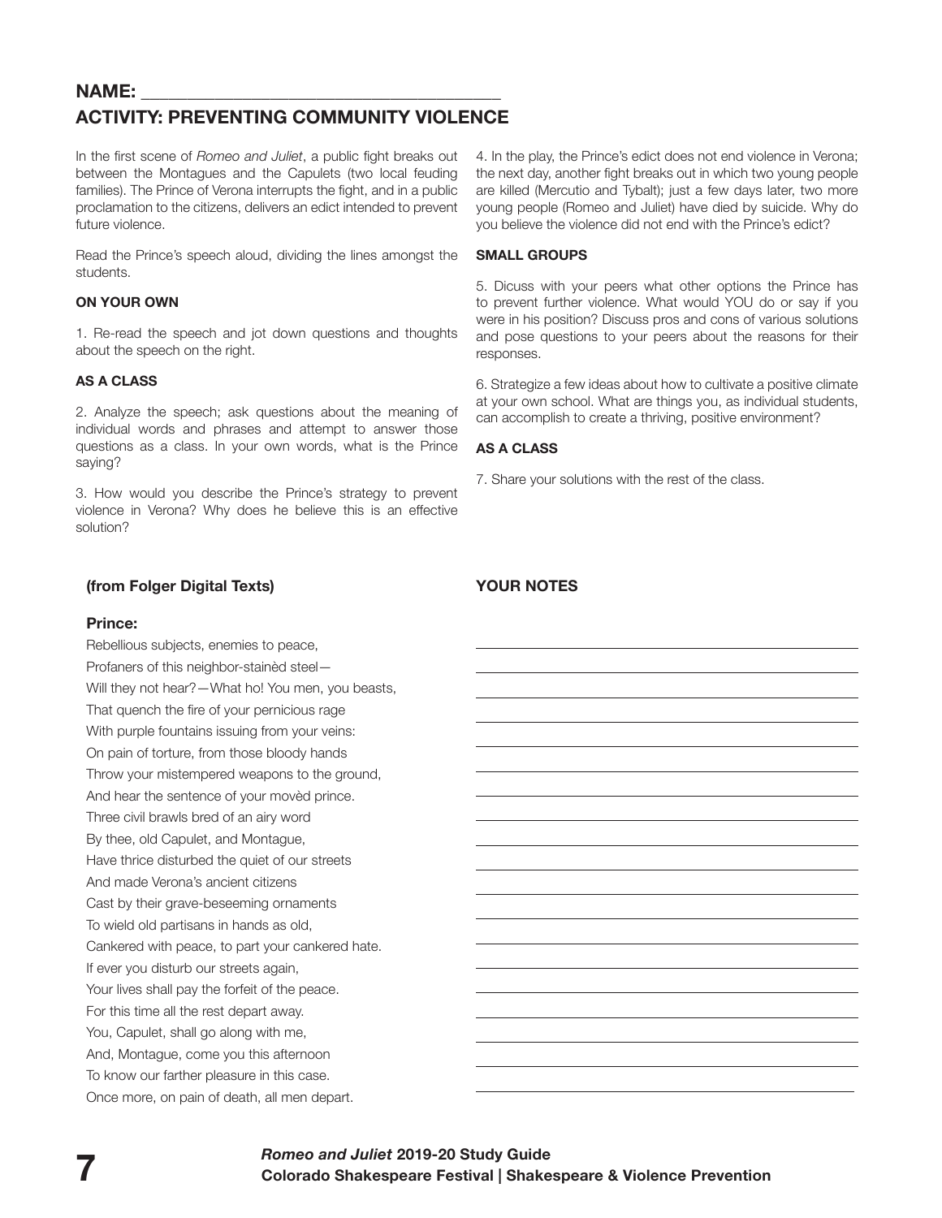**NAME:** ________________________________________

## ACTIVITY: PREVENTING COMMUNITY VIOLENCE

In the first scene of *Romeo and Juliet*, a public fight breaks out between the Montagues and the Capulets (two local feuding families). The Prince of Verona interrupts the fight, and in a public proclamation to the citizens, delivers an edict intended to prevent future violence.

Read the Prince's speech aloud, dividing the lines amongst the students.

### ON YOUR OWN

1. Re-read the speech and jot down questions and thoughts about the speech on the right.

### AS A CLASS

2. Analyze the speech; ask questions about the meaning of individual words and phrases and attempt to answer those questions as a class. In your own words, what is the Prince saying?

3. How would you describe the Prince's strategy to prevent violence in Verona? Why does he believe this is an effective solution?

4. In the play, the Prince's edict does not end violence in Verona; the next day, another fight breaks out in which two young people are killed (Mercutio and Tybalt); just a few days later, two more young people (Romeo and Juliet) have died by suicide. Why do you believe the violence did not end with the Prince's edict?

### SMALL GROUPS

5. Dicuss with your peers what other options the Prince has to prevent further violence. What would YOU do or say if you were in his position? Discuss pros and cons of various solutions and pose questions to your peers about the reasons for their responses.

6. Strategize a few ideas about how to cultivate a positive climate at your own school. What are things you, as individual students, can accomplish to create a thriving, positive environment?

### AS A CLASS

7. Share your solutions with the rest of the class.

### (from Folger Digital Texts)

**Prince:**

Rebellious subjects, enemies to peace,
Profaners of this neighbor-stainèd steel—
Will they not hear?—What ho! You men, you beasts,
That quench the fire of your pernicious rage
With purple fountains issuing from your veins:
On pain of torture, from those bloody hands
Throw your mistempered weapons to the ground,
And hear the sentence of your movèd prince.
Three civil brawls bred of an airy word
By thee, old Capulet, and Montague,
Have thrice disturbed the quiet of our streets
And made Verona's ancient citizens
Cast by their grave-beseeming ornaments
To wield old partisans in hands as old,
Cankered with peace, to part your cankered hate.
If ever you disturb our streets again,
Your lives shall pay the forfeit of the peace.
For this time all the rest depart away.
You, Capulet, shall go along with me,
And, Montague, come you this afternoon
To know our farther pleasure in this case.
Once more, on pain of death, all men depart.

### YOUR NOTES

______________________________________________
______________________________________________
______________________________________________
______________________________________________
______________________________________________
______________________________________________
______________________________________________
______________________________________________
______________________________________________
______________________________________________
______________________________________________
______________________________________________
______________________________________________
______________________________________________
______________________________________________
______________________________________________
______________________________________________
______________________________________________
______________________________________________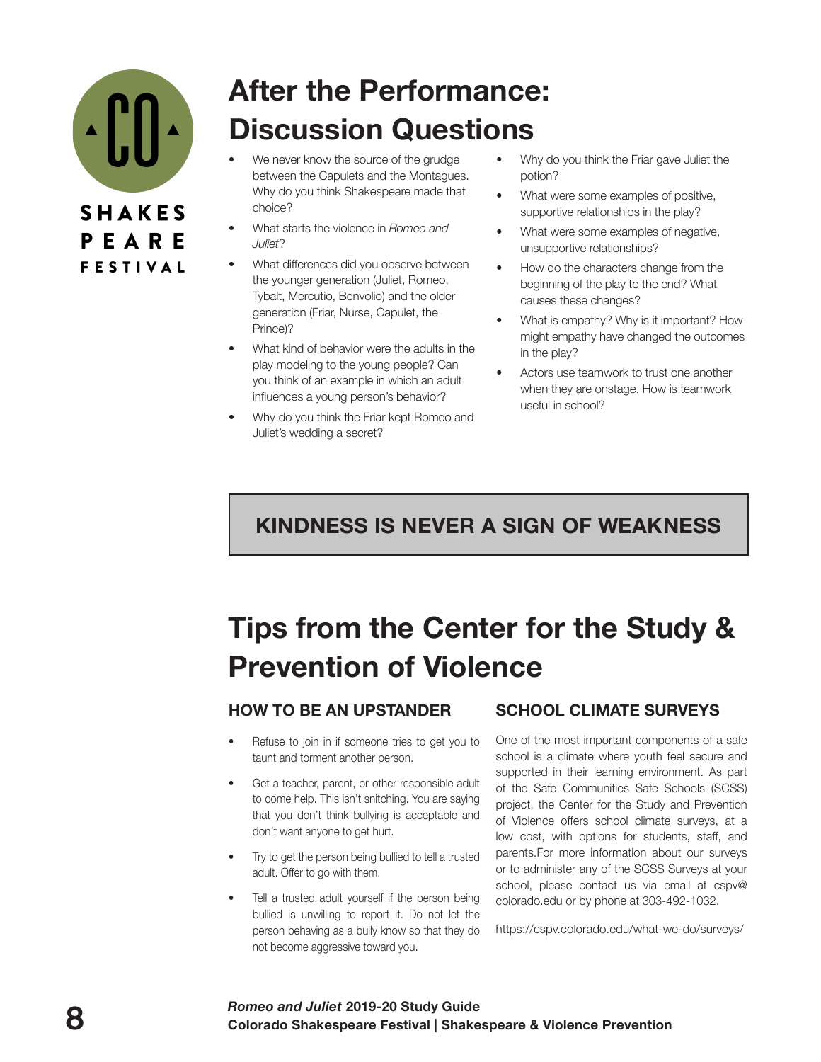# After the Performance: Discussion Questions

- We never know the source of the grudge between the Capulets and the Montagues. Why do you think Shakespeare made that choice?
- What starts the violence in *Romeo and Juliet*?
- What differences did you observe between the younger generation (Juliet, Romeo, Tybalt, Mercutio, Benvolio) and the older generation (Friar, Nurse, Capulet, the Prince)?
- What kind of behavior were the adults in the play modeling to the young people? Can you think of an example in which an adult influences a young person's behavior?
- Why do you think the Friar kept Romeo and Juliet's wedding a secret?
- Why do you think the Friar gave Juliet the potion?
- What were some examples of positive, supportive relationships in the play?
- What were some examples of negative, unsupportive relationships?
- How do the characters change from the beginning of the play to the end? What causes these changes?
- What is empathy? Why is it important? How might empathy have changed the outcomes in the play?
- Actors use teamwork to trust one another when they are onstage. How is teamwork useful in school?

**KINDNESS IS NEVER A SIGN OF WEAKNESS**

# Tips from the Center for the Study & Prevention of Violence

## HOW TO BE AN UPSTANDER

- Refuse to join in if someone tries to get you to taunt and torment another person.
- Get a teacher, parent, or other responsible adult to come help. This isn't snitching. You are saying that you don't think bullying is acceptable and don't want anyone to get hurt.
- Try to get the person being bullied to tell a trusted adult. Offer to go with them.
- Tell a trusted adult yourself if the person being bullied is unwilling to report it. Do not let the person behaving as a bully know so that they do not become aggressive toward you.

## SCHOOL CLIMATE SURVEYS

One of the most important components of a safe school is a climate where youth feel secure and supported in their learning environment. As part of the Safe Communities Safe Schools (SCSS) project, the Center for the Study and Prevention of Violence offers school climate surveys, at a low cost, with options for students, staff, and parents.For more information about our surveys or to administer any of the SCSS Surveys at your school, please contact us via email at cspv@colorado.edu or by phone at 303-492-1032.

https://cspv.colorado.edu/what-we-do/surveys/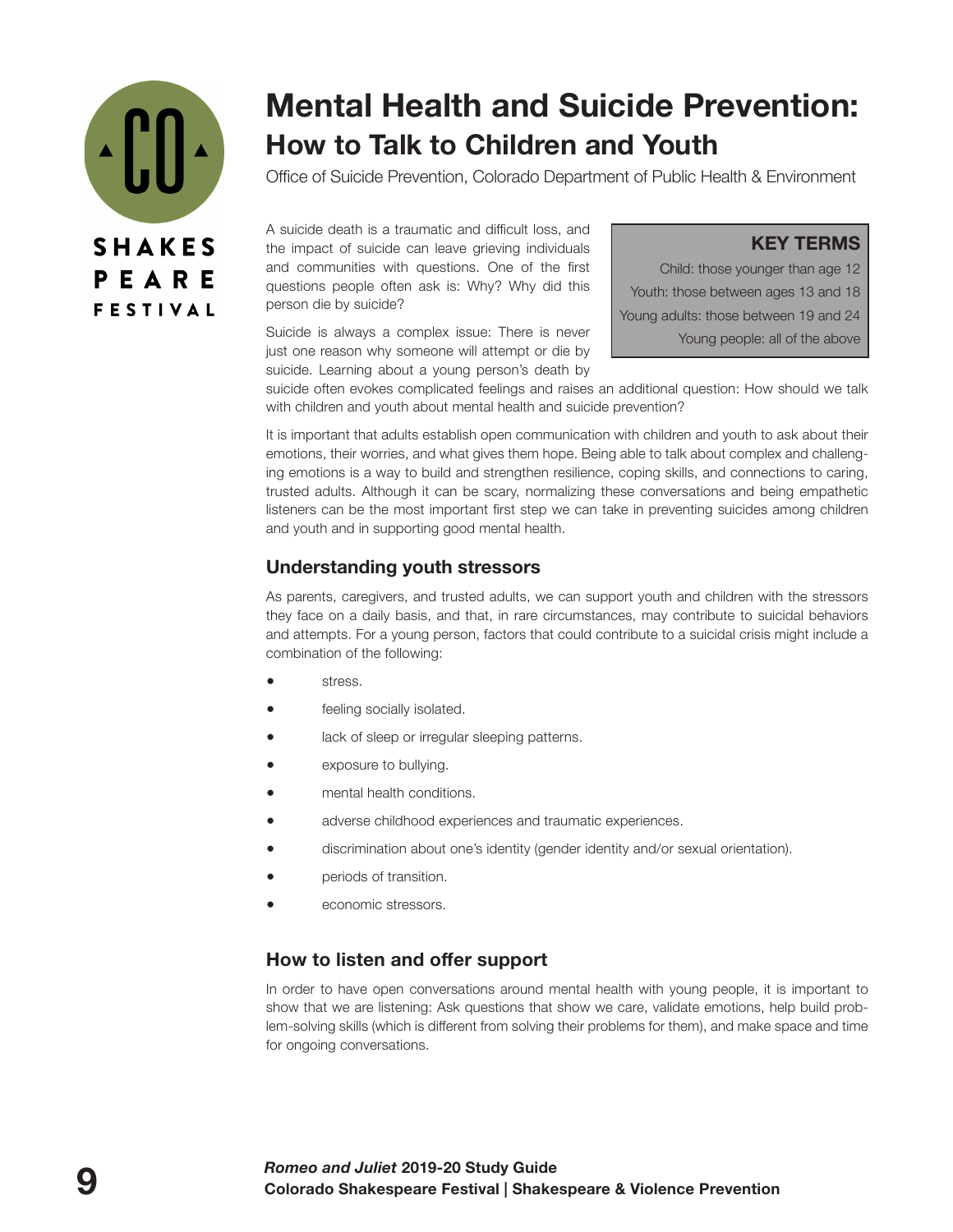# Mental Health and Suicide Prevention:

## How to Talk to Children and Youth

Office of Suicide Prevention, Colorado Department of Public Health & Environment

A suicide death is a traumatic and difficult loss, and the impact of suicide can leave grieving individuals and communities with questions. One of the first questions people often ask is: Why? Why did this person die by suicide?

Suicide is always a complex issue: There is never just one reason why someone will attempt or die by suicide. Learning about a young person's death by suicide often evokes complicated feelings and raises an additional question: How should we talk with children and youth about mental health and suicide prevention?

> **KEY TERMS**
>
> Child: those younger than age 12
>
> Youth: those between ages 13 and 18
>
> Young adults: those between 19 and 24
>
> Young people: all of the above

It is important that adults establish open communication with children and youth to ask about their emotions, their worries, and what gives them hope. Being able to talk about complex and challenging emotions is a way to build and strengthen resilience, coping skills, and connections to caring, trusted adults. Although it can be scary, normalizing these conversations and being empathetic listeners can be the most important first step we can take in preventing suicides among children and youth and in supporting good mental health.

### Understanding youth stressors

As parents, caregivers, and trusted adults, we can support youth and children with the stressors they face on a daily basis, and that, in rare circumstances, may contribute to suicidal behaviors and attempts. For a young person, factors that could contribute to a suicidal crisis might include a combination of the following:

- stress.
- feeling socially isolated.
- lack of sleep or irregular sleeping patterns.
- exposure to bullying.
- mental health conditions.
- adverse childhood experiences and traumatic experiences.
- discrimination about one's identity (gender identity and/or sexual orientation).
- periods of transition.
- economic stressors.

### How to listen and offer support

In order to have open conversations around mental health with young people, it is important to show that we are listening: Ask questions that show we care, validate emotions, help build problem-solving skills (which is different from solving their problems for them), and make space and time for ongoing conversations.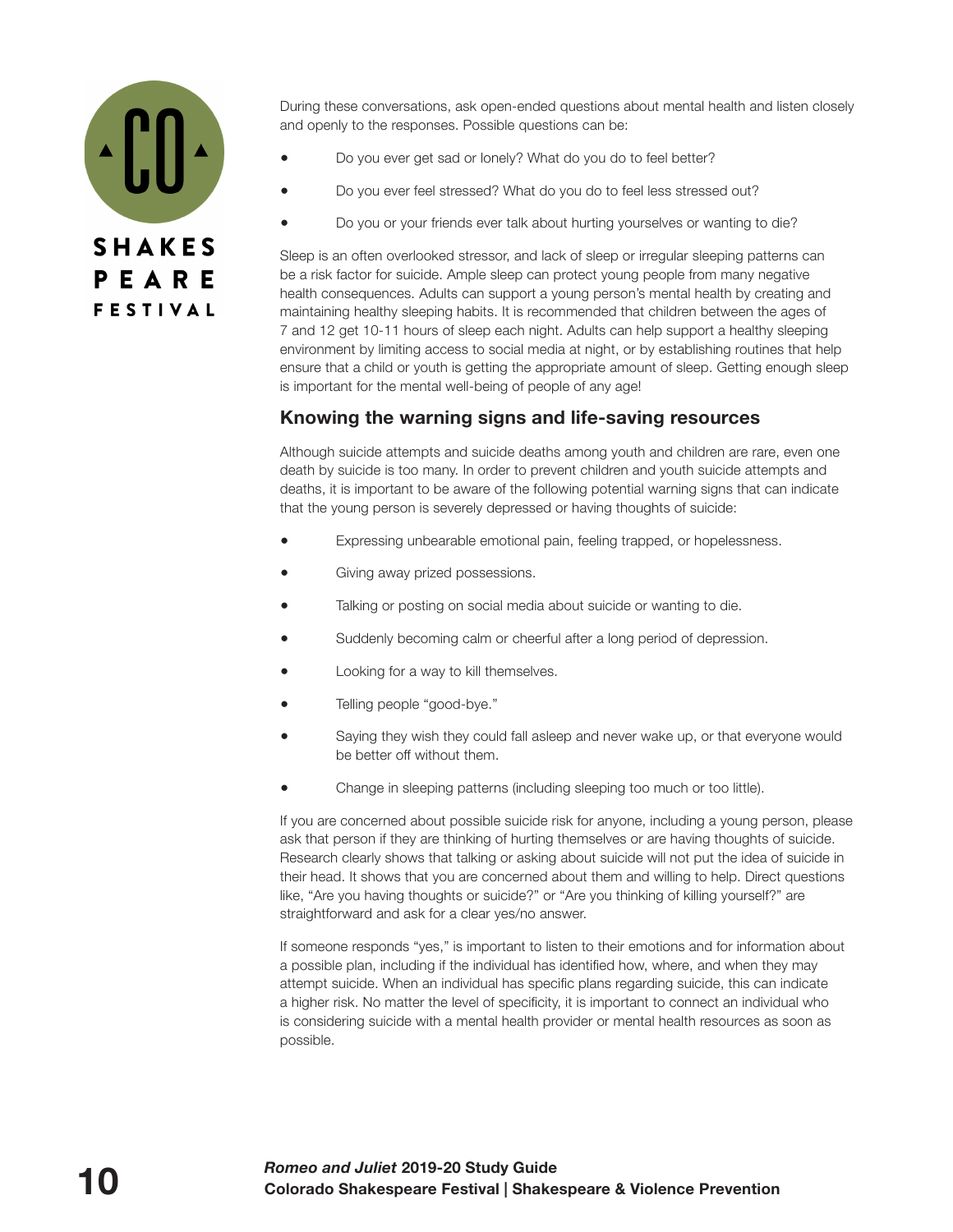During these conversations, ask open-ended questions about mental health and listen closely and openly to the responses. Possible questions can be:

- Do you ever get sad or lonely? What do you do to feel better?
- Do you ever feel stressed? What do you do to feel less stressed out?
- Do you or your friends ever talk about hurting yourselves or wanting to die?

Sleep is an often overlooked stressor, and lack of sleep or irregular sleeping patterns can be a risk factor for suicide. Ample sleep can protect young people from many negative health consequences. Adults can support a young person's mental health by creating and maintaining healthy sleeping habits. It is recommended that children between the ages of 7 and 12 get 10-11 hours of sleep each night. Adults can help support a healthy sleeping environment by limiting access to social media at night, or by establishing routines that help ensure that a child or youth is getting the appropriate amount of sleep. Getting enough sleep is important for the mental well-being of people of any age!

## Knowing the warning signs and life-saving resources

Although suicide attempts and suicide deaths among youth and children are rare, even one death by suicide is too many. In order to prevent children and youth suicide attempts and deaths, it is important to be aware of the following potential warning signs that can indicate that the young person is severely depressed or having thoughts of suicide:

- Expressing unbearable emotional pain, feeling trapped, or hopelessness.
- Giving away prized possessions.
- Talking or posting on social media about suicide or wanting to die.
- Suddenly becoming calm or cheerful after a long period of depression.
- Looking for a way to kill themselves.
- Telling people "good-bye."
- Saying they wish they could fall asleep and never wake up, or that everyone would be better off without them.
- Change in sleeping patterns (including sleeping too much or too little).

If you are concerned about possible suicide risk for anyone, including a young person, please ask that person if they are thinking of hurting themselves or are having thoughts of suicide. Research clearly shows that talking or asking about suicide will not put the idea of suicide in their head. It shows that you are concerned about them and willing to help. Direct questions like, "Are you having thoughts or suicide?" or "Are you thinking of killing yourself?" are straightforward and ask for a clear yes/no answer.

If someone responds "yes," is important to listen to their emotions and for information about a possible plan, including if the individual has identified how, where, and when they may attempt suicide. When an individual has specific plans regarding suicide, this can indicate a higher risk. No matter the level of specificity, it is important to connect an individual who is considering suicide with a mental health provider or mental health resources as soon as possible.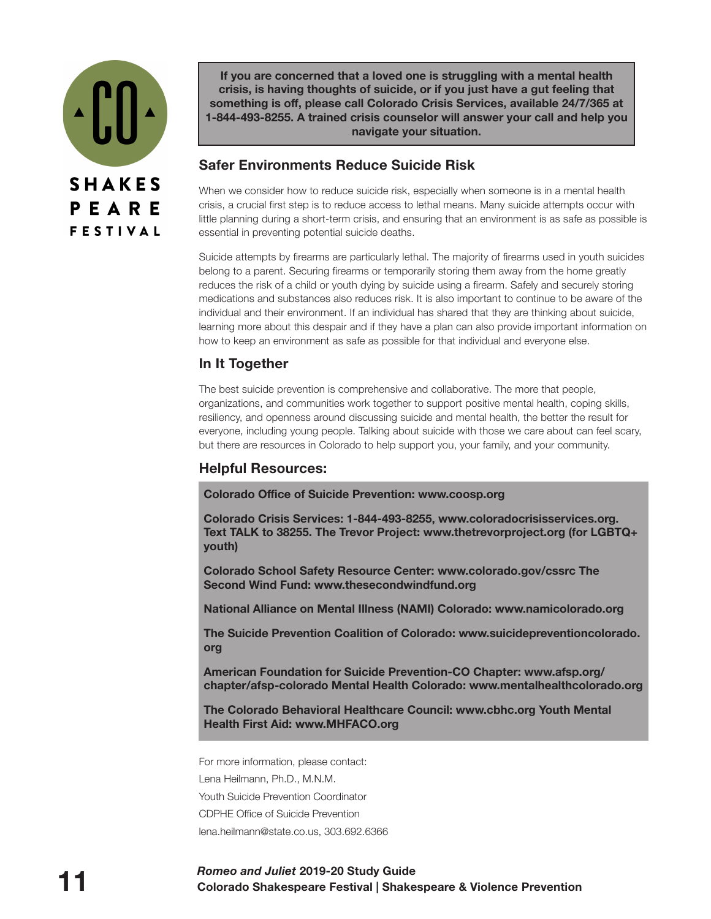**If you are concerned that a loved one is struggling with a mental health crisis, is having thoughts of suicide, or if you just have a gut feeling that something is off, please call Colorado Crisis Services, available 24/7/365 at 1-844-493-8255. A trained crisis counselor will answer your call and help you navigate your situation.**

## Safer Environments Reduce Suicide Risk

When we consider how to reduce suicide risk, especially when someone is in a mental health crisis, a crucial first step is to reduce access to lethal means. Many suicide attempts occur with little planning during a short-term crisis, and ensuring that an environment is as safe as possible is essential in preventing potential suicide deaths.

Suicide attempts by firearms are particularly lethal. The majority of firearms used in youth suicides belong to a parent. Securing firearms or temporarily storing them away from the home greatly reduces the risk of a child or youth dying by suicide using a firearm. Safely and securely storing medications and substances also reduces risk. It is also important to continue to be aware of the individual and their environment. If an individual has shared that they are thinking about suicide, learning more about this despair and if they have a plan can also provide important information on how to keep an environment as safe as possible for that individual and everyone else.

## In It Together

The best suicide prevention is comprehensive and collaborative. The more that people, organizations, and communities work together to support positive mental health, coping skills, resiliency, and openness around discussing suicide and mental health, the better the result for everyone, including young people. Talking about suicide with those we care about can feel scary, but there are resources in Colorado to help support you, your family, and your community.

## Helpful Resources:

**Colorado Office of Suicide Prevention: www.coosp.org**

**Colorado Crisis Services: 1-844-493-8255, www.coloradocrisisservices.org. Text TALK to 38255. The Trevor Project: www.thetrevorproject.org (for LGBTQ+ youth)**

**Colorado School Safety Resource Center: www.colorado.gov/cssrc The Second Wind Fund: www.thesecondwindfund.org**

**National Alliance on Mental Illness (NAMI) Colorado: www.namicolorado.org**

**The Suicide Prevention Coalition of Colorado: www.suicidepreventioncolorado.org**

**American Foundation for Suicide Prevention-CO Chapter: www.afsp.org/chapter/afsp-colorado Mental Health Colorado: www.mentalhealthcolorado.org**

**The Colorado Behavioral Healthcare Council: www.cbhc.org Youth Mental Health First Aid: www.MHFACO.org**

For more information, please contact:

Lena Heilmann, Ph.D., M.N.M.

Youth Suicide Prevention Coordinator

CDPHE Office of Suicide Prevention

lena.heilmann@state.co.us, 303.692.6366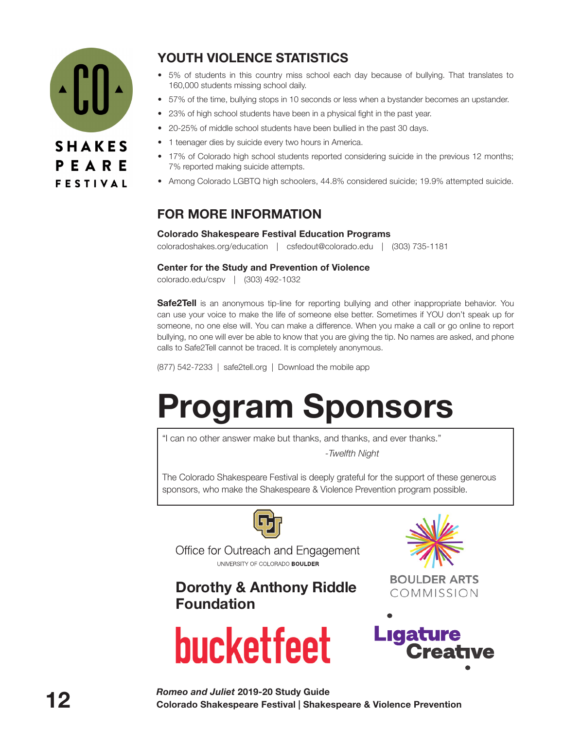## YOUTH VIOLENCE STATISTICS

- 5% of students in this country miss school each day because of bullying. That translates to 160,000 students missing school daily.
- 57% of the time, bullying stops in 10 seconds or less when a bystander becomes an upstander.
- 23% of high school students have been in a physical fight in the past year.
- 20-25% of middle school students have been bullied in the past 30 days.
- 1 teenager dies by suicide every two hours in America.
- 17% of Colorado high school students reported considering suicide in the previous 12 months; 7% reported making suicide attempts.
- Among Colorado LGBTQ high schoolers, 44.8% considered suicide; 19.9% attempted suicide.

## FOR MORE INFORMATION

**Colorado Shakespeare Festival Education Programs**
coloradoshakes.org/education | csfedout@colorado.edu | (303) 735-1181

**Center for the Study and Prevention of Violence**
colorado.edu/cspv | (303) 492-1032

**Safe2Tell** is an anonymous tip-line for reporting bullying and other inappropriate behavior. You can use your voice to make the life of someone else better. Sometimes if YOU don't speak up for someone, no one else will. You can make a difference. When you make a call or go online to report bullying, no one will ever be able to know that you are giving the tip. No names are asked, and phone calls to Safe2Tell cannot be traced. It is completely anonymous.

(877) 542-7233 | safe2tell.org | Download the mobile app

# Program Sponsors

"I can no other answer make but thanks, and thanks, and ever thanks."

-*Twelfth Night*

The Colorado Shakespeare Festival is deeply grateful for the support of these generous sponsors, who make the Shakespeare & Violence Prevention program possible.

Office for Outreach and Engagement
UNIVERSITY OF COLORADO **BOULDER**

BOULDER ARTS COMMISSION

**Dorothy & Anthony Riddle Foundation**

bucketfeet

Ligature Creative

*Romeo and Juliet* **2019-20 Study Guide**
**Colorado Shakespeare Festival | Shakespeare & Violence Prevention**